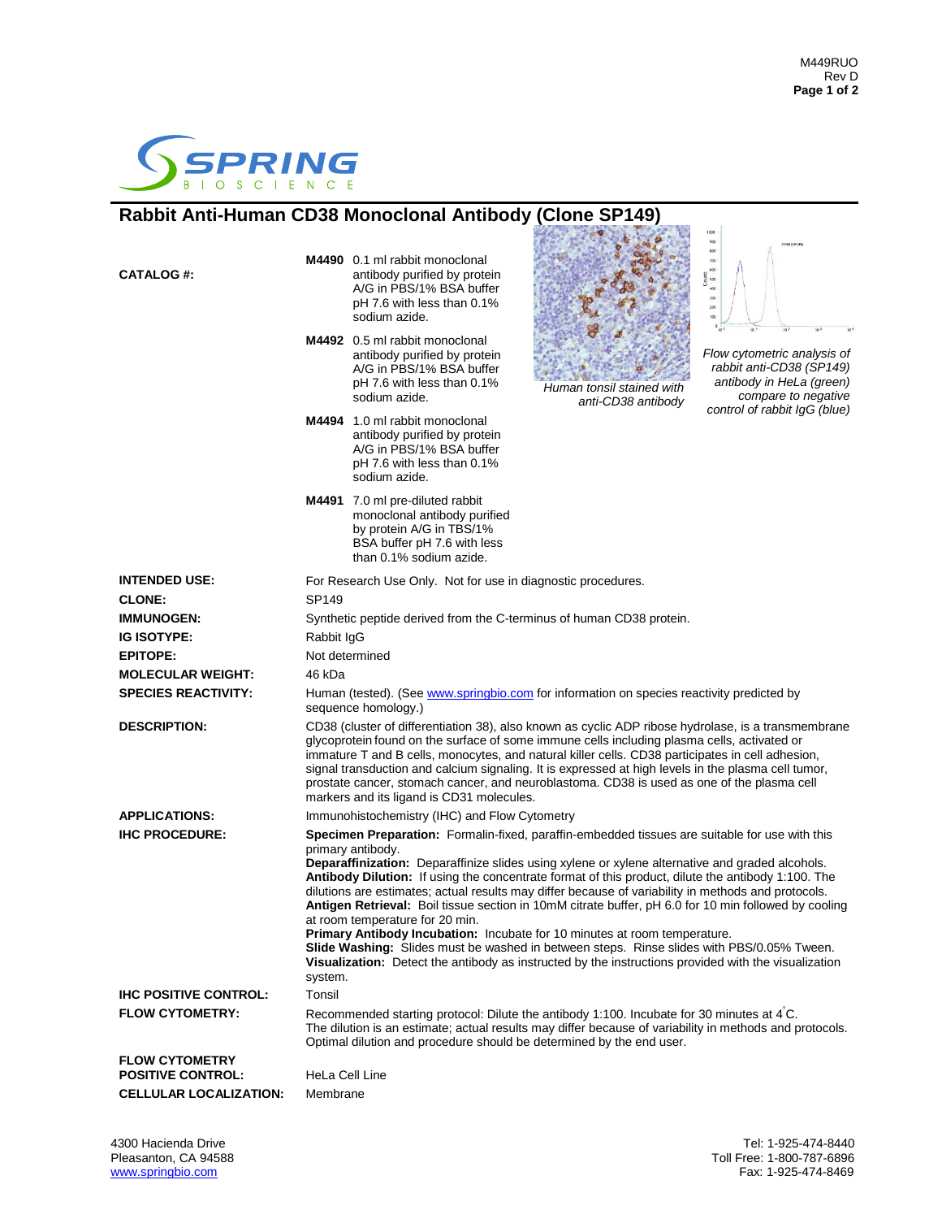# Rabbit Anti-Human CD38 Monoclonal Antibody (Clone SP149)

*Human tonsil stained with anti-CD38 antibody*

*Flow cytometric analysis of rabbit anti-CD38 (SP149) antibody in HeLa (green) compare to negative control of rabbit IgG (blue)*

**CATALOG #:**

**M4490** 0.1 ml rabbit monoclonal antibody purified by protein A/G in PBS/1% BSA buffer pH 7.6 with less than 0.1% sodium azide.

**M4492** 0.5 ml rabbit monoclonal antibody purified by protein A/G in PBS/1% BSA buffer pH 7.6 with less than 0.1% sodium azide.

**M4494** 1.0 ml rabbit monoclonal antibody purified by protein A/G in PBS/1% BSA buffer pH 7.6 with less than 0.1% sodium azide.

**M4491** 7.0 ml pre-diluted rabbit monoclonal antibody purified by protein A/G in TBS/1% BSA buffer pH 7.6 with less than 0.1% sodium azide.

**INTENDED USE:** For Research Use Only. Not for use in diagnostic procedures.

**CLONE:** SP149

**IMMUNOGEN:** Synthetic peptide derived from the C-terminus of human CD38 protein.

**IG ISOTYPE:** Rabbit IgG

**EPITOPE:** Not determined

**MOLECULAR WEIGHT:** 46 kDa

**SPECIES REACTIVITY:** Human (tested). (See www.springbio.com for information on species reactivity predicted by sequence homology.)

**DESCRIPTION:** CD38 (cluster of differentiation 38), also known as cyclic ADP ribose hydrolase, is a transmembrane glycoprotein found on the surface of some immune cells including plasma cells, activated or immature T and B cells, monocytes, and natural killer cells. CD38 participates in cell adhesion, signal transduction and calcium signaling. It is expressed at high levels in the plasma cell tumor, prostate cancer, stomach cancer, and neuroblastoma. CD38 is used as one of the plasma cell markers and its ligand is CD31 molecules.

**APPLICATIONS:** Immunohistochemistry (IHC) and Flow Cytometry

**IHC PROCEDURE:**

**Specimen Preparation:** Formalin-fixed, paraffin-embedded tissues are suitable for use with this primary antibody.
**Deparaffinization:** Deparaffinize slides using xylene or xylene alternative and graded alcohols.
**Antibody Dilution:** If using the concentrate format of this product, dilute the antibody 1:100. The dilutions are estimates; actual results may differ because of variability in methods and protocols.
**Antigen Retrieval:** Boil tissue section in 10mM citrate buffer, pH 6.0 for 10 min followed by cooling at room temperature for 20 min.
**Primary Antibody Incubation:** Incubate for 10 minutes at room temperature.
**Slide Washing:** Slides must be washed in between steps. Rinse slides with PBS/0.05% Tween.
**Visualization:** Detect the antibody as instructed by the instructions provided with the visualization system.

**IHC POSITIVE CONTROL:** Tonsil

**FLOW CYTOMETRY:** Recommended starting protocol: Dilute the antibody 1:100. Incubate for 30 minutes at 4°C. The dilution is an estimate; actual results may differ because of variability in methods and protocols. Optimal dilution and procedure should be determined by the end user.

**FLOW CYTOMETRY POSITIVE CONTROL:** HeLa Cell Line

**CELLULAR LOCALIZATION:** Membrane

4300 Hacienda Drive
Pleasanton, CA 94588
www.springbio.com

Tel: 1-925-474-8440
Toll Free: 1-800-787-6896
Fax: 1-925-474-8469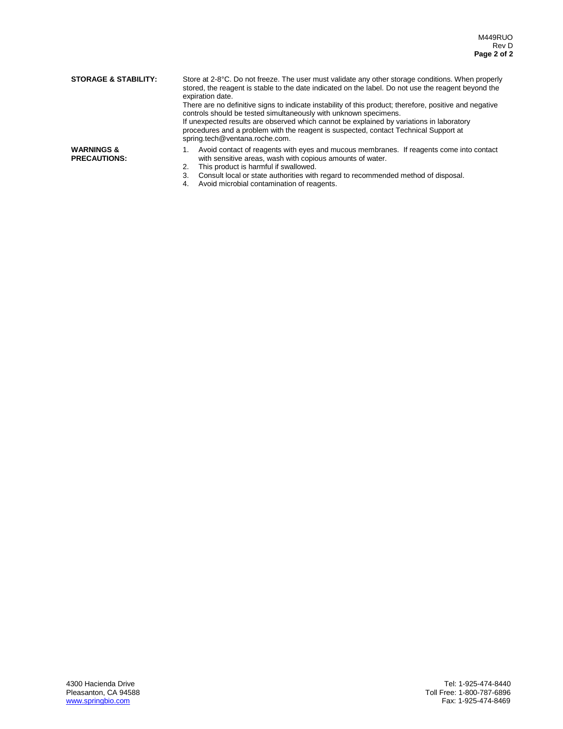**STORAGE & STABILITY:**

Store at 2-8°C. Do not freeze. The user must validate any other storage conditions. When properly stored, the reagent is stable to the date indicated on the label. Do not use the reagent beyond the expiration date.

There are no definitive signs to indicate instability of this product; therefore, positive and negative controls should be tested simultaneously with unknown specimens.

If unexpected results are observed which cannot be explained by variations in laboratory procedures and a problem with the reagent is suspected, contact Technical Support at spring.tech@ventana.roche.com.

**WARNINGS & PRECAUTIONS:**

1. Avoid contact of reagents with eyes and mucous membranes. If reagents come into contact with sensitive areas, wash with copious amounts of water.
2. This product is harmful if swallowed.
3. Consult local or state authorities with regard to recommended method of disposal.
4. Avoid microbial contamination of reagents.

4300 Hacienda Drive
Pleasanton, CA 94588
www.springbio.com

Tel: 1-925-474-8440
Toll Free: 1-800-787-6896
Fax: 1-925-474-8469